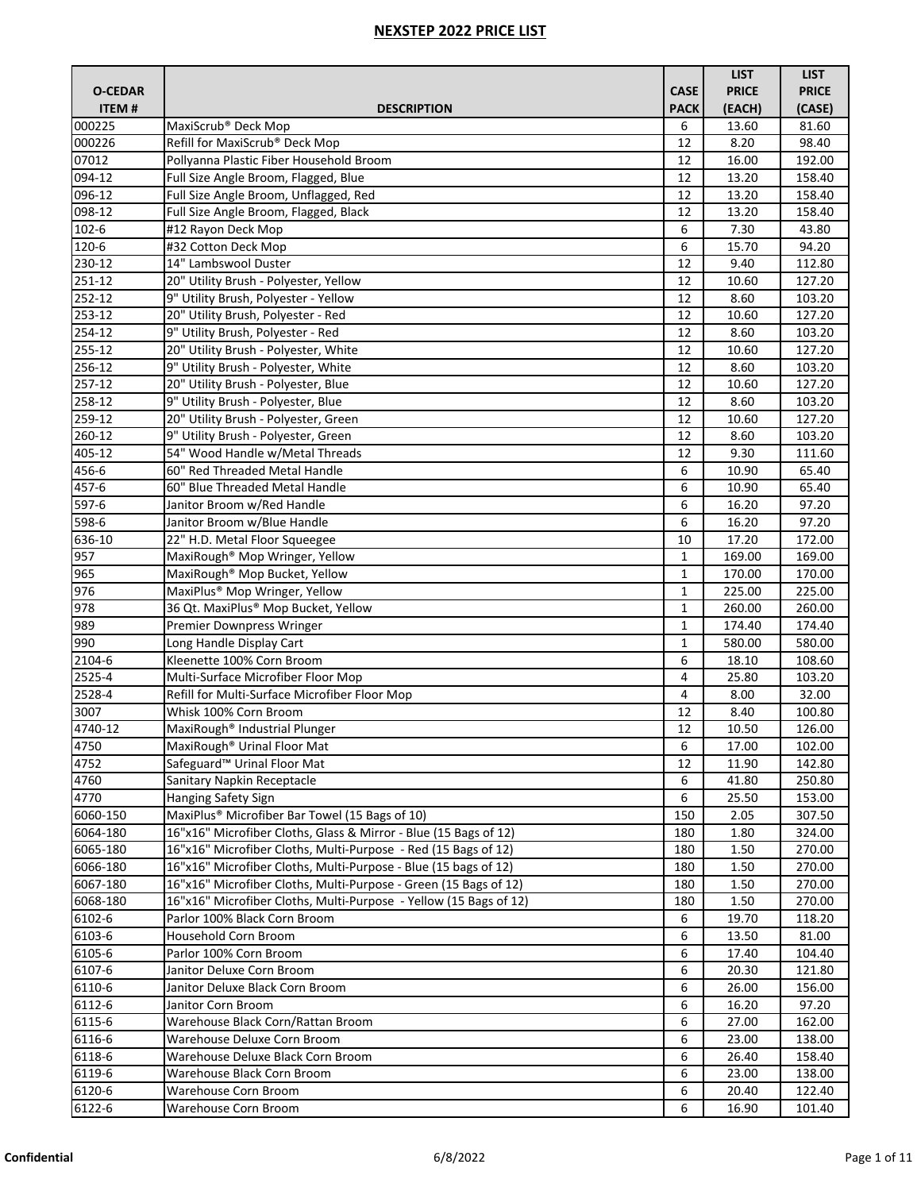# NEXSTEP 2022 PRICE LIST

| O-CEDAR ITEM # | DESCRIPTION | CASE PACK | LIST PRICE (EACH) | LIST PRICE (CASE) |
|---|---|---|---|---|
| 000225 | MaxiScrub® Deck Mop | 6 | 13.60 | 81.60 |
| 000226 | Refill for MaxiScrub® Deck Mop | 12 | 8.20 | 98.40 |
| 07012 | Pollyanna Plastic Fiber Household Broom | 12 | 16.00 | 192.00 |
| 094-12 | Full Size Angle Broom, Flagged, Blue | 12 | 13.20 | 158.40 |
| 096-12 | Full Size Angle Broom, Unflagged, Red | 12 | 13.20 | 158.40 |
| 098-12 | Full Size Angle Broom, Flagged, Black | 12 | 13.20 | 158.40 |
| 102-6 | #12 Rayon Deck Mop | 6 | 7.30 | 43.80 |
| 120-6 | #32 Cotton Deck Mop | 6 | 15.70 | 94.20 |
| 230-12 | 14" Lambswool Duster | 12 | 9.40 | 112.80 |
| 251-12 | 20" Utility Brush - Polyester, Yellow | 12 | 10.60 | 127.20 |
| 252-12 | 9" Utility Brush, Polyester - Yellow | 12 | 8.60 | 103.20 |
| 253-12 | 20" Utility Brush, Polyester - Red | 12 | 10.60 | 127.20 |
| 254-12 | 9" Utility Brush, Polyester - Red | 12 | 8.60 | 103.20 |
| 255-12 | 20" Utility Brush - Polyester, White | 12 | 10.60 | 127.20 |
| 256-12 | 9" Utility Brush - Polyester, White | 12 | 8.60 | 103.20 |
| 257-12 | 20" Utility Brush - Polyester, Blue | 12 | 10.60 | 127.20 |
| 258-12 | 9" Utility Brush, Polyester, Blue | 12 | 8.60 | 103.20 |
| 259-12 | 20" Utility Brush - Polyester, Green | 12 | 10.60 | 127.20 |
| 260-12 | 9" Utility Brush - Polyester, Green | 12 | 8.60 | 103.20 |
| 405-12 | 54" Wood Handle w/Metal Threads | 12 | 9.30 | 111.60 |
| 456-6 | 60" Red Threaded Metal Handle | 6 | 10.90 | 65.40 |
| 457-6 | 60" Blue Threaded Metal Handle | 6 | 10.90 | 65.40 |
| 597-6 | Janitor Broom w/Red Handle | 6 | 16.20 | 97.20 |
| 598-6 | Janitor Broom w/Blue Handle | 6 | 16.20 | 97.20 |
| 636-10 | 22" H.D. Metal Floor Squeegee | 10 | 17.20 | 172.00 |
| 957 | MaxiRough® Mop Wringer, Yellow | 1 | 169.00 | 169.00 |
| 965 | MaxiRough® Mop Bucket, Yellow | 1 | 170.00 | 170.00 |
| 976 | MaxiPlus® Mop Wringer, Yellow | 1 | 225.00 | 225.00 |
| 978 | 36 Qt. MaxiPlus® Mop Bucket, Yellow | 1 | 260.00 | 260.00 |
| 989 | Premier Downpress Wringer | 1 | 174.40 | 174.40 |
| 990 | Long Handle Display Cart | 1 | 580.00 | 580.00 |
| 2104-6 | Kleenette 100% Corn Broom | 6 | 18.10 | 108.60 |
| 2525-4 | Multi-Surface Microfiber Floor Mop | 4 | 25.80 | 103.20 |
| 2528-4 | Refill for Multi-Surface Microfiber Floor Mop | 4 | 8.00 | 32.00 |
| 3007 | Whisk 100% Corn Broom | 12 | 8.40 | 100.80 |
| 4740-12 | MaxiRough® Industrial Plunger | 12 | 10.50 | 126.00 |
| 4750 | MaxiRough® Urinal Floor Mat | 6 | 17.00 | 102.00 |
| 4752 | Safeguard™ Urinal Floor Mat | 12 | 11.90 | 142.80 |
| 4760 | Sanitary Napkin Receptacle | 6 | 41.80 | 250.80 |
| 4770 | Hanging Safety Sign | 6 | 25.50 | 153.00 |
| 6060-150 | MaxiPlus® Microfiber Bar Towel (15 Bags of 10) | 150 | 2.05 | 307.50 |
| 6064-180 | 16"x16" Microfiber Cloths, Glass & Mirror - Blue (15 Bags of 12) | 180 | 1.80 | 324.00 |
| 6065-180 | 16"x16" Microfiber Cloths, Multi-Purpose - Red (15 Bags of 12) | 180 | 1.50 | 270.00 |
| 6066-180 | 16"x16" Microfiber Cloths, Multi-Purpose - Blue (15 bags of 12) | 180 | 1.50 | 270.00 |
| 6067-180 | 16"x16" Microfiber Cloths, Multi-Purpose - Green (15 Bags of 12) | 180 | 1.50 | 270.00 |
| 6068-180 | 16"x16" Microfiber Cloths, Multi-Purpose - Yellow (15 Bags of 12) | 180 | 1.50 | 270.00 |
| 6102-6 | Parlor 100% Black Corn Broom | 6 | 19.70 | 118.20 |
| 6103-6 | Household Corn Broom | 6 | 13.50 | 81.00 |
| 6105-6 | Parlor 100% Corn Broom | 6 | 17.40 | 104.40 |
| 6107-6 | Janitor Deluxe Corn Broom | 6 | 20.30 | 121.80 |
| 6110-6 | Janitor Deluxe Black Corn Broom | 6 | 26.00 | 156.00 |
| 6112-6 | Janitor Corn Broom | 6 | 16.20 | 97.20 |
| 6115-6 | Warehouse Black Corn/Rattan Broom | 6 | 27.00 | 162.00 |
| 6116-6 | Warehouse Deluxe Corn Broom | 6 | 23.00 | 138.00 |
| 6118-6 | Warehouse Deluxe Black Corn Broom | 6 | 26.40 | 158.40 |
| 6119-6 | Warehouse Black Corn Broom | 6 | 23.00 | 138.00 |
| 6120-6 | Warehouse Corn Broom | 6 | 20.40 | 122.40 |
| 6122-6 | Warehouse Corn Broom | 6 | 16.90 | 101.40 |

Confidential 6/8/2022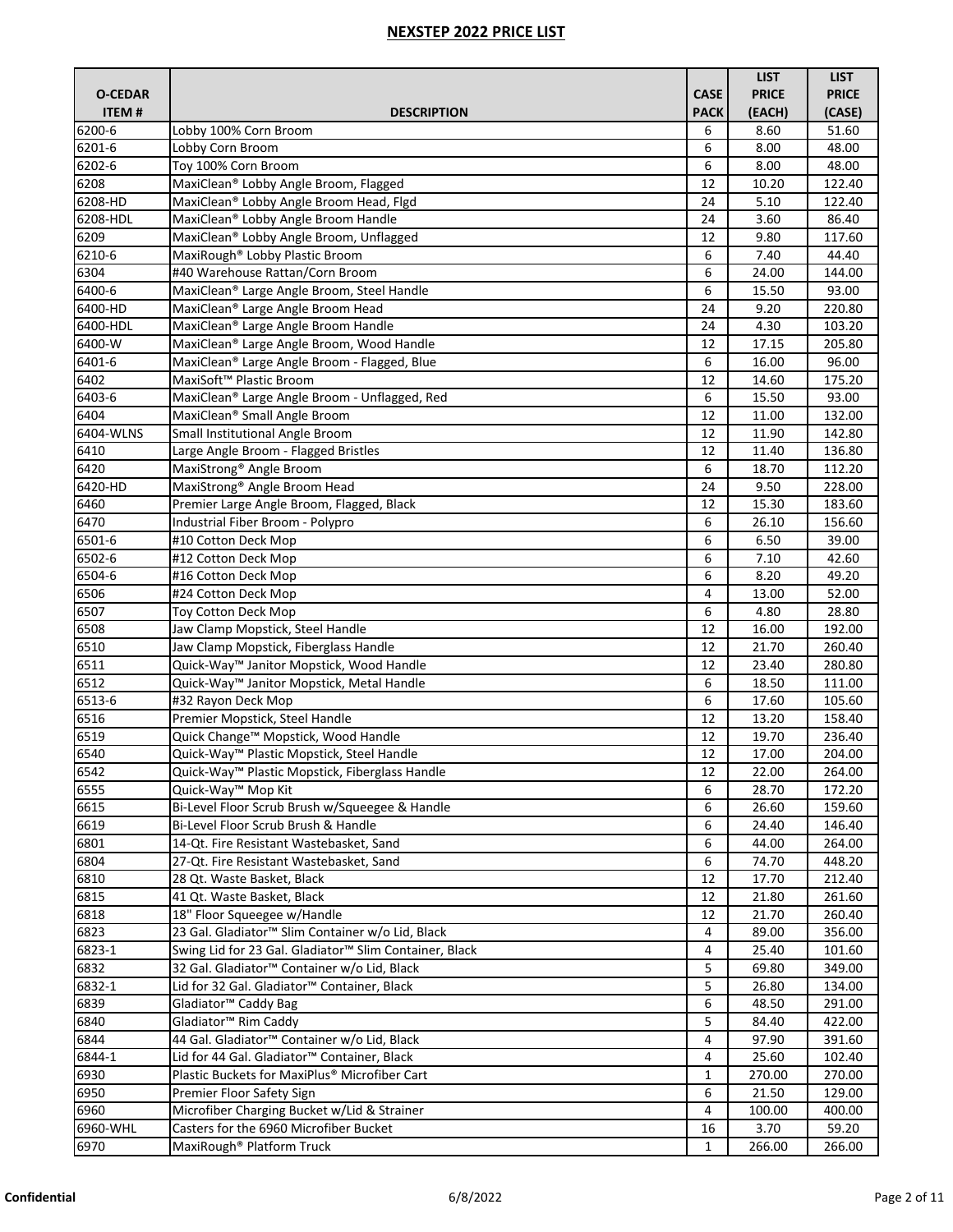## NEXSTEP 2022 PRICE LIST

| O-CEDAR ITEM # | DESCRIPTION | CASE PACK | LIST PRICE (EACH) | LIST PRICE (CASE) |
|---|---|---|---|---|
| 6200-6 | Lobby 100% Corn Broom | 6 | 8.60 | 51.60 |
| 6201-6 | Lobby Corn Broom | 6 | 8.00 | 48.00 |
| 6202-6 | Toy 100% Corn Broom | 6 | 8.00 | 48.00 |
| 6208 | MaxiClean® Lobby Angle Broom, Flagged | 12 | 10.20 | 122.40 |
| 6208-HD | MaxiClean® Lobby Angle Broom Head, Flgd | 24 | 5.10 | 122.40 |
| 6208-HDL | MaxiClean® Lobby Angle Broom Handle | 24 | 3.60 | 86.40 |
| 6209 | MaxiClean® Lobby Angle Broom, Unflagged | 12 | 9.80 | 117.60 |
| 6210-6 | MaxiRough® Lobby Plastic Broom | 6 | 7.40 | 44.40 |
| 6304 | #40 Warehouse Rattan/Corn Broom | 6 | 24.00 | 144.00 |
| 6400-6 | MaxiClean® Large Angle Broom, Steel Handle | 6 | 15.50 | 93.00 |
| 6400-HD | MaxiClean® Large Angle Broom Head | 24 | 9.20 | 220.80 |
| 6400-HDL | MaxiClean® Large Angle Broom Handle | 24 | 4.30 | 103.20 |
| 6400-W | MaxiClean® Large Angle Broom, Wood Handle | 12 | 17.15 | 205.80 |
| 6401-6 | MaxiClean® Large Angle Broom - Flagged, Blue | 6 | 16.00 | 96.00 |
| 6402 | MaxiSoft™ Plastic Broom | 12 | 14.60 | 175.20 |
| 6403-6 | MaxiClean® Large Angle Broom - Unflagged, Red | 6 | 15.50 | 93.00 |
| 6404 | MaxiClean® Small Angle Broom | 12 | 11.00 | 132.00 |
| 6404-WLNS | Small Institutional Angle Broom | 12 | 11.90 | 142.80 |
| 6410 | Large Angle Broom - Flagged Bristles | 12 | 11.40 | 136.80 |
| 6420 | MaxiStrong® Angle Broom | 6 | 18.70 | 112.20 |
| 6420-HD | MaxiStrong® Angle Broom Head | 24 | 9.50 | 228.00 |
| 6460 | Premier Large Angle Broom, Flagged, Black | 12 | 15.30 | 183.60 |
| 6470 | Industrial Fiber Broom - Polypro | 6 | 26.10 | 156.60 |
| 6501-6 | #10 Cotton Deck Mop | 6 | 6.50 | 39.00 |
| 6502-6 | #12 Cotton Deck Mop | 6 | 7.10 | 42.60 |
| 6504-6 | #16 Cotton Deck Mop | 6 | 8.20 | 49.20 |
| 6506 | #24 Cotton Deck Mop | 4 | 13.00 | 52.00 |
| 6507 | Toy Cotton Deck Mop | 6 | 4.80 | 28.80 |
| 6508 | Jaw Clamp Mopstick, Steel Handle | 12 | 16.00 | 192.00 |
| 6510 | Jaw Clamp Mopstick, Fiberglass Handle | 12 | 21.70 | 260.40 |
| 6511 | Quick-Way™ Janitor Mopstick, Wood Handle | 12 | 23.40 | 280.80 |
| 6512 | Quick-Way™ Janitor Mopstick, Metal Handle | 6 | 18.50 | 111.00 |
| 6513-6 | #32 Rayon Deck Mop | 6 | 17.60 | 105.60 |
| 6516 | Premier Mopstick, Steel Handle | 12 | 13.20 | 158.40 |
| 6519 | Quick Change™ Mopstick, Wood Handle | 12 | 19.70 | 236.40 |
| 6540 | Quick-Way™ Plastic Mopstick, Steel Handle | 12 | 17.00 | 204.00 |
| 6542 | Quick-Way™ Plastic Mopstick, Fiberglass Handle | 12 | 22.00 | 264.00 |
| 6555 | Quick-Way™ Mop Kit | 6 | 28.70 | 172.20 |
| 6615 | Bi-Level Floor Scrub Brush w/Squeegee & Handle | 6 | 26.60 | 159.60 |
| 6619 | Bi-Level Floor Scrub Brush & Handle | 6 | 24.40 | 146.40 |
| 6801 | 14-Qt. Fire Resistant Wastebasket, Sand | 6 | 44.00 | 264.00 |
| 6804 | 27-Qt. Fire Resistant Wastebasket, Sand | 6 | 74.70 | 448.20 |
| 6810 | 28 Qt. Waste Basket, Black | 12 | 17.70 | 212.40 |
| 6815 | 41 Qt. Waste Basket, Black | 12 | 21.80 | 261.60 |
| 6818 | 18" Floor Squeegee w/Handle | 12 | 21.70 | 260.40 |
| 6823 | 23 Gal. Gladiator™ Slim Container w/o Lid, Black | 4 | 89.00 | 356.00 |
| 6823-1 | Swing Lid for 23 Gal. Gladiator™ Slim Container, Black | 4 | 25.40 | 101.60 |
| 6832 | 32 Gal. Gladiator™ Container w/o Lid, Black | 5 | 69.80 | 349.00 |
| 6832-1 | Lid for 32 Gal. Gladiator™ Container, Black | 5 | 26.80 | 134.00 |
| 6839 | Gladiator™ Caddy Bag | 6 | 48.50 | 291.00 |
| 6840 | Gladiator™ Rim Caddy | 5 | 84.40 | 422.00 |
| 6844 | 44 Gal. Gladiator™ Container w/o Lid, Black | 4 | 97.90 | 391.60 |
| 6844-1 | Lid for 44 Gal. Gladiator™ Container, Black | 4 | 25.60 | 102.40 |
| 6930 | Plastic Buckets for MaxiPlus® Microfiber Cart | 1 | 270.00 | 270.00 |
| 6950 | Premier Floor Safety Sign | 6 | 21.50 | 129.00 |
| 6960 | Microfiber Charging Bucket w/Lid & Strainer | 4 | 100.00 | 400.00 |
| 6960-WHL | Casters for the 6960 Microfiber Bucket | 16 | 3.70 | 59.20 |
| 6970 | MaxiRough® Platform Truck | 1 | 266.00 | 266.00 |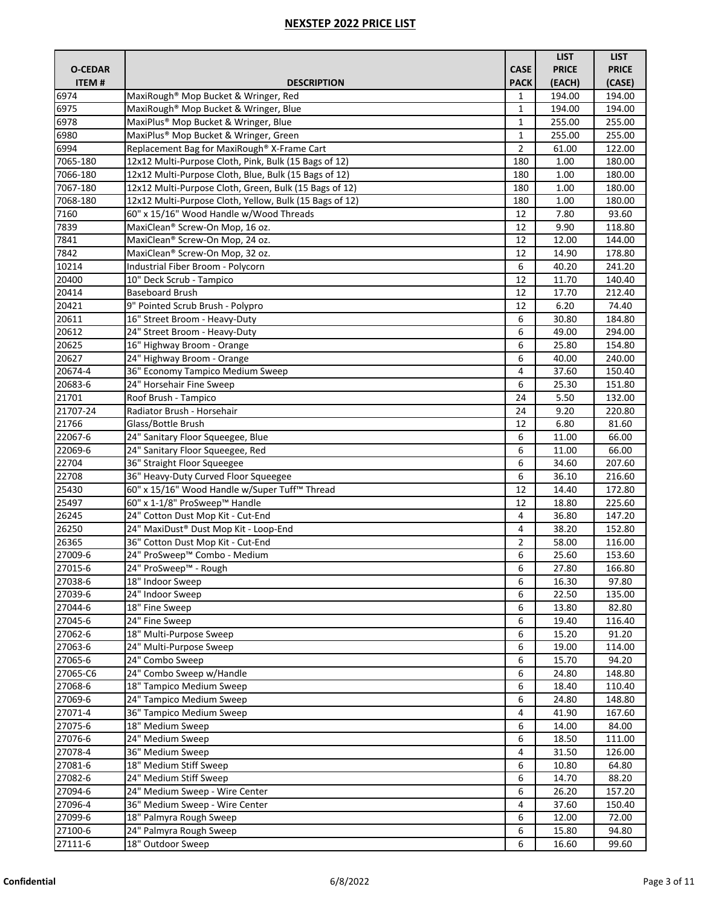## NEXSTEP 2022 PRICE LIST

| O-CEDAR ITEM # | DESCRIPTION | CASE PACK | LIST PRICE (EACH) | LIST PRICE (CASE) |
|---|---|---|---|---|
| 6974 | MaxiRough® Mop Bucket & Wringer, Red | 1 | 194.00 | 194.00 |
| 6975 | MaxiRough® Mop Bucket & Wringer, Blue | 1 | 194.00 | 194.00 |
| 6978 | MaxiPlus® Mop Bucket & Wringer, Blue | 1 | 255.00 | 255.00 |
| 6980 | MaxiPlus® Mop Bucket & Wringer, Green | 1 | 255.00 | 255.00 |
| 6994 | Replacement Bag for MaxiRough® X-Frame Cart | 2 | 61.00 | 122.00 |
| 7065-180 | 12x12 Multi-Purpose Cloth, Pink, Bulk (15 Bags of 12) | 180 | 1.00 | 180.00 |
| 7066-180 | 12x12 Multi-Purpose Cloth, Blue, Bulk (15 Bags of 12) | 180 | 1.00 | 180.00 |
| 7067-180 | 12x12 Multi-Purpose Cloth, Green, Bulk (15 Bags of 12) | 180 | 1.00 | 180.00 |
| 7068-180 | 12x12 Multi-Purpose Cloth, Yellow, Bulk (15 Bags of 12) | 180 | 1.00 | 180.00 |
| 7160 | 60" x 15/16" Wood Handle w/Wood Threads | 12 | 7.80 | 93.60 |
| 7839 | MaxiClean® Screw-On Mop, 16 oz. | 12 | 9.90 | 118.80 |
| 7841 | MaxiClean® Screw-On Mop, 24 oz. | 12 | 12.00 | 144.00 |
| 7842 | MaxiClean® Screw-On Mop, 32 oz. | 12 | 14.90 | 178.80 |
| 10214 | Industrial Fiber Broom - Polycorn | 6 | 40.20 | 241.20 |
| 20400 | 10" Deck Scrub - Tampico | 12 | 11.70 | 140.40 |
| 20414 | Baseboard Brush | 12 | 17.70 | 212.40 |
| 20421 | 9" Pointed Scrub Brush - Polypro | 12 | 6.20 | 74.40 |
| 20611 | 16" Street Broom - Heavy-Duty | 6 | 30.80 | 184.80 |
| 20612 | 24" Street Broom - Heavy-Duty | 6 | 49.00 | 294.00 |
| 20625 | 16" Highway Broom - Orange | 6 | 25.80 | 154.80 |
| 20627 | 24" Highway Broom - Orange | 6 | 40.00 | 240.00 |
| 20674-4 | 36" Economy Tampico Medium Sweep | 4 | 37.60 | 150.40 |
| 20683-6 | 24" Horsehair Fine Sweep | 6 | 25.30 | 151.80 |
| 21701 | Roof Brush - Tampico | 24 | 5.50 | 132.00 |
| 21707-24 | Radiator Brush - Horsehair | 24 | 9.20 | 220.80 |
| 21766 | Glass/Bottle Brush | 12 | 6.80 | 81.60 |
| 22067-6 | 24" Sanitary Floor Squeegee, Blue | 6 | 11.00 | 66.00 |
| 22069-6 | 24" Sanitary Floor Squeegee, Red | 6 | 11.00 | 66.00 |
| 22704 | 36" Straight Floor Squeegee | 6 | 34.60 | 207.60 |
| 22708 | 36" Heavy-Duty Curved Floor Squeegee | 6 | 36.10 | 216.60 |
| 25430 | 60" x 15/16" Wood Handle w/Super Tuff™ Thread | 12 | 14.40 | 172.80 |
| 25497 | 60" x 1-1/8" ProSweep™ Handle | 12 | 18.80 | 225.60 |
| 26245 | 24" Cotton Dust Mop Kit - Cut-End | 4 | 36.80 | 147.20 |
| 26250 | 24" MaxiDust® Dust Mop Kit - Loop-End | 4 | 38.20 | 152.80 |
| 26365 | 36" Cotton Dust Mop Kit - Cut-End | 2 | 58.00 | 116.00 |
| 27009-6 | 24" ProSweep™ Combo - Medium | 6 | 25.60 | 153.60 |
| 27015-6 | 24" ProSweep™ - Rough | 6 | 27.80 | 166.80 |
| 27038-6 | 18" Indoor Sweep | 6 | 16.30 | 97.80 |
| 27039-6 | 24" Indoor Sweep | 6 | 22.50 | 135.00 |
| 27044-6 | 18" Fine Sweep | 6 | 13.80 | 82.80 |
| 27045-6 | 24" Fine Sweep | 6 | 19.40 | 116.40 |
| 27062-6 | 18" Multi-Purpose Sweep | 6 | 15.20 | 91.20 |
| 27063-6 | 24" Multi-Purpose Sweep | 6 | 19.00 | 114.00 |
| 27065-6 | 24" Combo Sweep | 6 | 15.70 | 94.20 |
| 27065-C6 | 24" Combo Sweep w/Handle | 6 | 24.80 | 148.80 |
| 27068-6 | 18" Tampico Medium Sweep | 6 | 18.40 | 110.40 |
| 27069-6 | 24" Tampico Medium Sweep | 6 | 24.80 | 148.80 |
| 27071-4 | 36" Tampico Medium Sweep | 4 | 41.90 | 167.60 |
| 27075-6 | 18" Medium Sweep | 6 | 14.00 | 84.00 |
| 27076-6 | 24" Medium Sweep | 6 | 18.50 | 111.00 |
| 27078-4 | 36" Medium Sweep | 4 | 31.50 | 126.00 |
| 27081-6 | 18" Medium Stiff Sweep | 6 | 10.80 | 64.80 |
| 27082-6 | 24" Medium Stiff Sweep | 6 | 14.70 | 88.20 |
| 27094-6 | 24" Medium Sweep - Wire Center | 6 | 26.20 | 157.20 |
| 27096-4 | 36" Medium Sweep - Wire Center | 4 | 37.60 | 150.40 |
| 27099-6 | 18" Palmyra Rough Sweep | 6 | 12.00 | 72.00 |
| 27100-6 | 24" Palmyra Rough Sweep | 6 | 15.80 | 94.80 |
| 27111-6 | 18" Outdoor Sweep | 6 | 16.60 | 99.60 |

**Confidential** 6/8/2022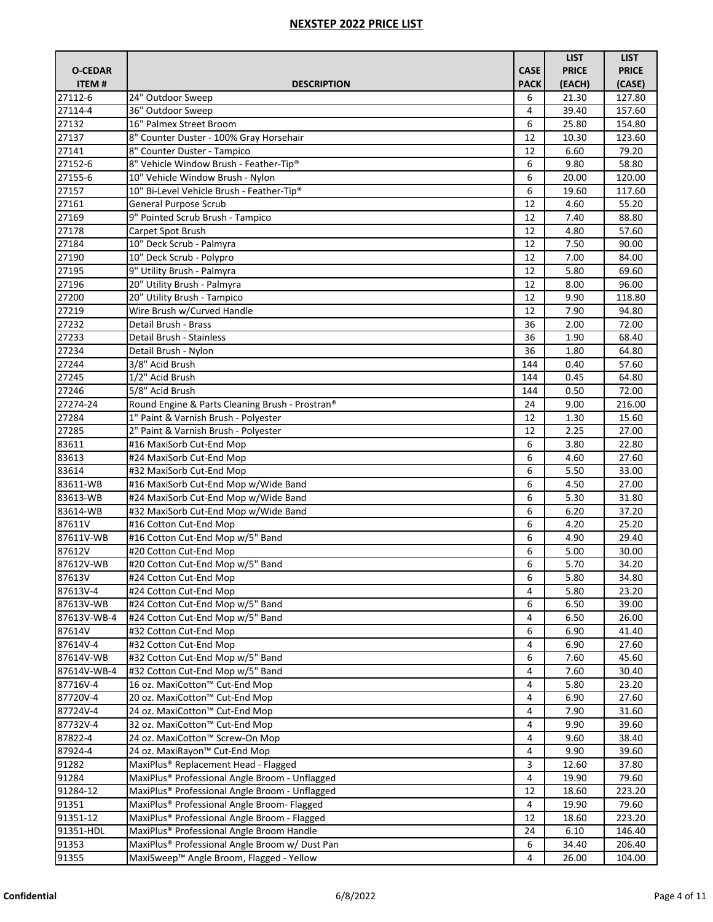# NEXSTEP 2022 PRICE LIST

| O-CEDAR ITEM # | DESCRIPTION | CASE PACK | LIST PRICE (EACH) | LIST PRICE (CASE) |
|---|---|---|---|---|
| 27112-6 | 24" Outdoor Sweep | 6 | 21.30 | 127.80 |
| 27114-4 | 36" Outdoor Sweep | 4 | 39.40 | 157.60 |
| 27132 | 16" Palmex Street Broom | 6 | 25.80 | 154.80 |
| 27137 | 8" Counter Duster - 100% Gray Horsehair | 12 | 10.30 | 123.60 |
| 27141 | 8" Counter Duster - Tampico | 12 | 6.60 | 79.20 |
| 27152-6 | 8" Vehicle Window Brush - Feather-Tip® | 6 | 9.80 | 58.80 |
| 27155-6 | 10" Vehicle Window Brush - Nylon | 6 | 20.00 | 120.00 |
| 27157 | 10" Bi-Level Vehicle Brush - Feather-Tip® | 6 | 19.60 | 117.60 |
| 27161 | General Purpose Scrub | 12 | 4.60 | 55.20 |
| 27169 | 9" Pointed Scrub Brush - Tampico | 12 | 7.40 | 88.80 |
| 27178 | Carpet Spot Brush | 12 | 4.80 | 57.60 |
| 27184 | 10" Deck Scrub - Palmyra | 12 | 7.50 | 90.00 |
| 27190 | 10" Deck Scrub - Polypro | 12 | 7.00 | 84.00 |
| 27195 | 9" Utility Brush - Palmyra | 12 | 5.80 | 69.60 |
| 27196 | 20" Utility Brush - Palmyra | 12 | 8.00 | 96.00 |
| 27200 | 20" Utility Brush - Tampico | 12 | 9.90 | 118.80 |
| 27219 | Wire Brush w/Curved Handle | 12 | 7.90 | 94.80 |
| 27232 | Detail Brush - Brass | 36 | 2.00 | 72.00 |
| 27233 | Detail Brush - Stainless | 36 | 1.90 | 68.40 |
| 27234 | Detail Brush - Nylon | 36 | 1.80 | 64.80 |
| 27244 | 3/8" Acid Brush | 144 | 0.40 | 57.60 |
| 27245 | 1/2" Acid Brush | 144 | 0.45 | 64.80 |
| 27246 | 5/8" Acid Brush | 144 | 0.50 | 72.00 |
| 27274-24 | Round Engine & Parts Cleaning Brush - Prostran® | 24 | 9.00 | 216.00 |
| 27284 | 1" Paint & Varnish Brush - Polyester | 12 | 1.30 | 15.60 |
| 27285 | 2" Paint & Varnish Brush - Polyester | 12 | 2.25 | 27.00 |
| 83611 | #16 MaxiSorb Cut-End Mop | 6 | 3.80 | 22.80 |
| 83613 | #24 MaxiSorb Cut-End Mop | 6 | 4.60 | 27.60 |
| 83614 | #32 MaxiSorb Cut-End Mop | 6 | 5.50 | 33.00 |
| 83611-WB | #16 MaxiSorb Cut-End Mop w/Wide Band | 6 | 4.50 | 27.00 |
| 83613-WB | #24 MaxiSorb Cut-End Mop w/Wide Band | 6 | 5.30 | 31.80 |
| 83614-WB | #32 MaxiSorb Cut-End Mop w/Wide Band | 6 | 6.20 | 37.20 |
| 87611V | #16 Cotton Cut-End Mop | 6 | 4.20 | 25.20 |
| 87611V-WB | #16 Cotton Cut-End Mop w/5" Band | 6 | 4.90 | 29.40 |
| 87612V | #20 Cotton Cut-End Mop | 6 | 5.00 | 30.00 |
| 87612V-WB | #20 Cotton Cut-End Mop w/5" Band | 6 | 5.70 | 34.20 |
| 87613V | #24 Cotton Cut-End Mop | 6 | 5.80 | 34.80 |
| 87613V-4 | #24 Cotton Cut-End Mop | 4 | 5.80 | 23.20 |
| 87613V-WB | #24 Cotton Cut-End Mop w/5" Band | 6 | 6.50 | 39.00 |
| 87613V-WB-4 | #24 Cotton Cut-End Mop w/5" Band | 4 | 6.50 | 26.00 |
| 87614V | #32 Cotton Cut-End Mop | 6 | 6.90 | 41.40 |
| 87614V-4 | #32 Cotton Cut-End Mop | 4 | 6.90 | 27.60 |
| 87614V-WB | #32 Cotton Cut-End Mop w/5" Band | 6 | 7.60 | 45.60 |
| 87614V-WB-4 | #32 Cotton Cut-End Mop w/5" Band | 4 | 7.60 | 30.40 |
| 87716V-4 | 16 oz. MaxiCotton™ Cut-End Mop | 4 | 5.80 | 23.20 |
| 87720V-4 | 20 oz. MaxiCotton™ Cut-End Mop | 4 | 6.90 | 27.60 |
| 87724V-4 | 24 oz. MaxiCotton™ Cut-End Mop | 4 | 7.90 | 31.60 |
| 87732V-4 | 32 oz. MaxiCotton™ Cut-End Mop | 4 | 9.90 | 39.60 |
| 87822-4 | 24 oz. MaxiCotton™ Screw-On Mop | 4 | 9.60 | 38.40 |
| 87924-4 | 24 oz. MaxiRayon™ Cut-End Mop | 4 | 9.90 | 39.60 |
| 91282 | MaxiPlus® Replacement Head - Flagged | 3 | 12.60 | 37.80 |
| 91284 | MaxiPlus® Professional Angle Broom - Unflagged | 4 | 19.90 | 79.60 |
| 91284-12 | MaxiPlus® Professional Angle Broom - Unflagged | 12 | 18.60 | 223.20 |
| 91351 | MaxiPlus® Professional Angle Broom- Flagged | 4 | 19.90 | 79.60 |
| 91351-12 | MaxiPlus® Professional Angle Broom - Flagged | 12 | 18.60 | 223.20 |
| 91351-HDL | MaxiPlus® Professional Angle Broom Handle | 24 | 6.10 | 146.40 |
| 91353 | MaxiPlus® Professional Angle Broom w/ Dust Pan | 6 | 34.40 | 206.40 |
| 91355 | MaxiSweep™ Angle Broom, Flagged - Yellow | 4 | 26.00 | 104.00 |

**Confidential** 6/8/2022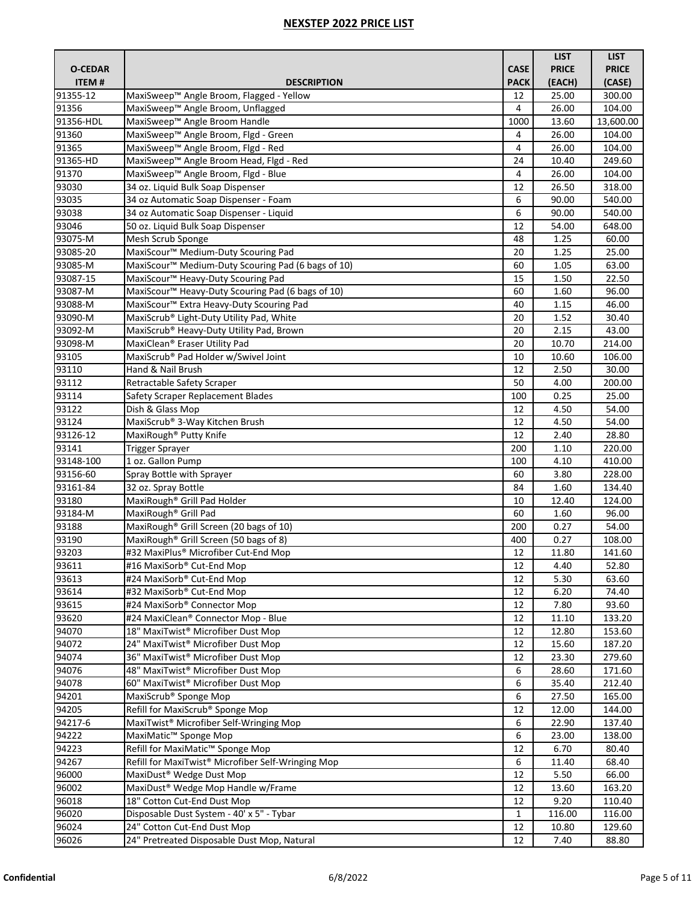## NEXSTEP 2022 PRICE LIST

| O-CEDAR ITEM # | DESCRIPTION | CASE PACK | LIST PRICE (EACH) | LIST PRICE (CASE) |
|---|---|---|---|---|
| 91355-12 | MaxiSweep™ Angle Broom, Flagged - Yellow | 12 | 25.00 | 300.00 |
| 91356 | MaxiSweep™ Angle Broom, Unflagged | 4 | 26.00 | 104.00 |
| 91356-HDL | MaxiSweep™ Angle Broom Handle | 1000 | 13.60 | 13,600.00 |
| 91360 | MaxiSweep™ Angle Broom, Flgd - Green | 4 | 26.00 | 104.00 |
| 91365 | MaxiSweep™ Angle Broom, Flgd - Red | 4 | 26.00 | 104.00 |
| 91365-HD | MaxiSweep™ Angle Broom Head, Flgd - Red | 24 | 10.40 | 249.60 |
| 91370 | MaxiSweep™ Angle Broom, Flgd - Blue | 4 | 26.00 | 104.00 |
| 93030 | 34 oz. Liquid Bulk Soap Dispenser | 12 | 26.50 | 318.00 |
| 93035 | 34 oz Automatic Soap Dispenser - Foam | 6 | 90.00 | 540.00 |
| 93038 | 34 oz Automatic Soap Dispenser - Liquid | 6 | 90.00 | 540.00 |
| 93046 | 50 oz. Liquid Bulk Soap Dispenser | 12 | 54.00 | 648.00 |
| 93075-M | Mesh Scrub Sponge | 48 | 1.25 | 60.00 |
| 93085-20 | MaxiScour™ Medium-Duty Scouring Pad | 20 | 1.25 | 25.00 |
| 93085-M | MaxiScour™ Medium-Duty Scouring Pad (6 bags of 10) | 60 | 1.05 | 63.00 |
| 93087-15 | MaxiScour™ Heavy-Duty Scouring Pad | 15 | 1.50 | 22.50 |
| 93087-M | MaxiScour™ Heavy-Duty Scouring Pad (6 bags of 10) | 60 | 1.60 | 96.00 |
| 93088-M | MaxiScour™ Extra Heavy-Duty Scouring Pad | 40 | 1.15 | 46.00 |
| 93090-M | MaxiScrub® Light-Duty Utility Pad, White | 20 | 1.52 | 30.40 |
| 93092-M | MaxiScrub® Heavy-Duty Utility Pad, Brown | 20 | 2.15 | 43.00 |
| 93098-M | MaxiClean® Eraser Utility Pad | 20 | 10.70 | 214.00 |
| 93105 | MaxiScrub® Pad Holder w/Swivel Joint | 10 | 10.60 | 106.00 |
| 93110 | Hand & Nail Brush | 12 | 2.50 | 30.00 |
| 93112 | Retractable Safety Scraper | 50 | 4.00 | 200.00 |
| 93114 | Safety Scraper Replacement Blades | 100 | 0.25 | 25.00 |
| 93122 | Dish & Glass Mop | 12 | 4.50 | 54.00 |
| 93124 | MaxiScrub® 3-Way Kitchen Brush | 12 | 4.50 | 54.00 |
| 93126-12 | MaxiRough® Putty Knife | 12 | 2.40 | 28.80 |
| 93141 | Trigger Sprayer | 200 | 1.10 | 220.00 |
| 93148-100 | 1 oz. Gallon Pump | 100 | 4.10 | 410.00 |
| 93156-60 | Spray Bottle with Sprayer | 60 | 3.80 | 228.00 |
| 93161-84 | 32 oz. Spray Bottle | 84 | 1.60 | 134.40 |
| 93180 | MaxiRough® Grill Pad Holder | 10 | 12.40 | 124.00 |
| 93184-M | MaxiRough® Grill Pad | 60 | 1.60 | 96.00 |
| 93188 | MaxiRough® Grill Screen (20 bags of 10) | 200 | 0.27 | 54.00 |
| 93190 | MaxiRough® Grill Screen (50 bags of 8) | 400 | 0.27 | 108.00 |
| 93203 | #32 MaxiPlus® Microfiber Cut-End Mop | 12 | 11.80 | 141.60 |
| 93611 | #16 MaxiSorb® Cut-End Mop | 12 | 4.40 | 52.80 |
| 93613 | #24 MaxiSorb® Cut-End Mop | 12 | 5.30 | 63.60 |
| 93614 | #32 MaxiSorb® Cut-End Mop | 12 | 6.20 | 74.40 |
| 93615 | #24 MaxiSorb® Connector Mop | 12 | 7.80 | 93.60 |
| 93620 | #24 MaxiClean® Connector Mop - Blue | 12 | 11.10 | 133.20 |
| 94070 | 18" MaxiTwist® Microfiber Dust Mop | 12 | 12.80 | 153.60 |
| 94072 | 24" MaxiTwist® Microfiber Dust Mop | 12 | 15.60 | 187.20 |
| 94074 | 36" MaxiTwist® Microfiber Dust Mop | 12 | 23.30 | 279.60 |
| 94076 | 48" MaxiTwist® Microfiber Dust Mop | 6 | 28.60 | 171.60 |
| 94078 | 60" MaxiTwist® Microfiber Dust Mop | 6 | 35.40 | 212.40 |
| 94201 | MaxiScrub® Sponge Mop | 6 | 27.50 | 165.00 |
| 94205 | Refill for MaxiScrub® Sponge Mop | 12 | 12.00 | 144.00 |
| 94217-6 | MaxiTwist® Microfiber Self-Wringing Mop | 6 | 22.90 | 137.40 |
| 94222 | MaxiMatic™ Sponge Mop | 6 | 23.00 | 138.00 |
| 94223 | Refill for MaxiMatic™ Sponge Mop | 12 | 6.70 | 80.40 |
| 94267 | Refill for MaxiTwist® Microfiber Self-Wringing Mop | 6 | 11.40 | 68.40 |
| 96000 | MaxiDust® Wedge Dust Mop | 12 | 5.50 | 66.00 |
| 96002 | MaxiDust® Wedge Mop Handle w/Frame | 12 | 13.60 | 163.20 |
| 96018 | 18" Cotton Cut-End Dust Mop | 12 | 9.20 | 110.40 |
| 96020 | Disposable Dust System - 40' x 5" - Tybar | 1 | 116.00 | 116.00 |
| 96024 | 24" Cotton Cut-End Dust Mop | 12 | 10.80 | 129.60 |
| 96026 | 24" Pretreated Disposable Dust Mop, Natural | 12 | 7.40 | 88.80 |

Confidential — 6/8/2022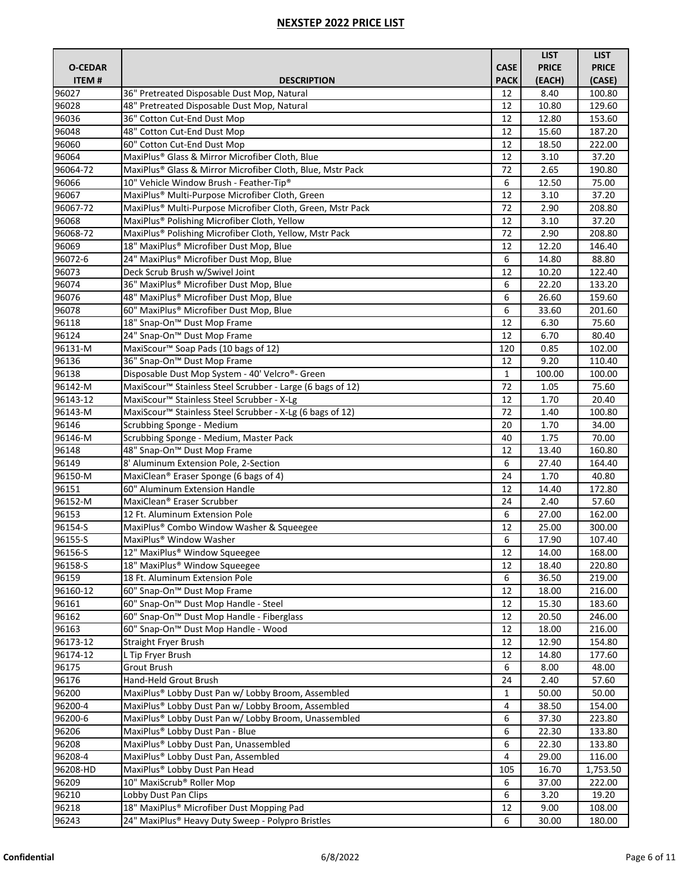## NEXSTEP 2022 PRICE LIST

| O-CEDAR ITEM # | DESCRIPTION | CASE PACK | LIST PRICE (EACH) | LIST PRICE (CASE) |
|---|---|---|---|---|
| 96027 | 36" Pretreated Disposable Dust Mop, Natural | 12 | 8.40 | 100.80 |
| 96028 | 48" Pretreated Disposable Dust Mop, Natural | 12 | 10.80 | 129.60 |
| 96036 | 36" Cotton Cut-End Dust Mop | 12 | 12.80 | 153.60 |
| 96048 | 48" Cotton Cut-End Dust Mop | 12 | 15.60 | 187.20 |
| 96060 | 60" Cotton Cut-End Dust Mop | 12 | 18.50 | 222.00 |
| 96064 | MaxiPlus® Glass & Mirror Microfiber Cloth, Blue | 12 | 3.10 | 37.20 |
| 96064-72 | MaxiPlus® Glass & Mirror Microfiber Cloth, Blue, Mstr Pack | 72 | 2.65 | 190.80 |
| 96066 | 10" Vehicle Window Brush - Feather-Tip® | 6 | 12.50 | 75.00 |
| 96067 | MaxiPlus® Multi-Purpose Microfiber Cloth, Green | 12 | 3.10 | 37.20 |
| 96067-72 | MaxiPlus® Multi-Purpose Microfiber Cloth, Green, Mstr Pack | 72 | 2.90 | 208.80 |
| 96068 | MaxiPlus® Polishing Microfiber Cloth, Yellow | 12 | 3.10 | 37.20 |
| 96068-72 | MaxiPlus® Polishing Microfiber Cloth, Yellow, Mstr Pack | 72 | 2.90 | 208.80 |
| 96069 | 18" MaxiPlus® Microfiber Dust Mop, Blue | 12 | 12.20 | 146.40 |
| 96072-6 | 24" MaxiPlus® Microfiber Dust Mop, Blue | 6 | 14.80 | 88.80 |
| 96073 | Deck Scrub Brush w/Swivel Joint | 12 | 10.20 | 122.40 |
| 96074 | 36" MaxiPlus® Microfiber Dust Mop, Blue | 6 | 22.20 | 133.20 |
| 96076 | 48" MaxiPlus® Microfiber Dust Mop, Blue | 6 | 26.60 | 159.60 |
| 96078 | 60" MaxiPlus® Microfiber Dust Mop, Blue | 6 | 33.60 | 201.60 |
| 96118 | 18" Snap-On™ Dust Mop Frame | 12 | 6.30 | 75.60 |
| 96124 | 24" Snap-On™ Dust Mop Frame | 12 | 6.70 | 80.40 |
| 96131-M | MaxiScour™ Soap Pads (10 bags of 12) | 120 | 0.85 | 102.00 |
| 96136 | 36" Snap-On™ Dust Mop Frame | 12 | 9.20 | 110.40 |
| 96138 | Disposable Dust Mop System - 40' Velcro®- Green | 1 | 100.00 | 100.00 |
| 96142-M | MaxiScour™ Stainless Steel Scrubber - Large (6 bags of 12) | 72 | 1.05 | 75.60 |
| 96143-12 | MaxiScour™ Stainless Steel Scrubber - X-Lg | 12 | 1.70 | 20.40 |
| 96143-M | MaxiScour™ Stainless Steel Scrubber - X-Lg (6 bags of 12) | 72 | 1.40 | 100.80 |
| 96146 | Scrubbing Sponge - Medium | 20 | 1.70 | 34.00 |
| 96146-M | Scrubbing Sponge - Medium, Master Pack | 40 | 1.75 | 70.00 |
| 96148 | 48" Snap-On™ Dust Mop Frame | 12 | 13.40 | 160.80 |
| 96149 | 8' Aluminum Extension Pole, 2-Section | 6 | 27.40 | 164.40 |
| 96150-M | MaxiClean® Eraser Sponge (6 bags of 4) | 24 | 1.70 | 40.80 |
| 96151 | 60" Aluminum Extension Handle | 12 | 14.40 | 172.80 |
| 96152-M | MaxiClean® Eraser Scrubber | 24 | 2.40 | 57.60 |
| 96153 | 12 Ft. Aluminum Extension Pole | 6 | 27.00 | 162.00 |
| 96154-S | MaxiPlus® Combo Window Washer & Squeegee | 12 | 25.00 | 300.00 |
| 96155-S | MaxiPlus® Window Washer | 6 | 17.90 | 107.40 |
| 96156-S | 12" MaxiPlus® Window Squeegee | 12 | 14.00 | 168.00 |
| 96158-S | 18" MaxiPlus® Window Squeegee | 12 | 18.40 | 220.80 |
| 96159 | 18 Ft. Aluminum Extension Pole | 6 | 36.50 | 219.00 |
| 96160-12 | 60" Snap-On™ Dust Mop Frame | 12 | 18.00 | 216.00 |
| 96161 | 60" Snap-On™ Dust Mop Handle - Steel | 12 | 15.30 | 183.60 |
| 96162 | 60" Snap-On™ Dust Mop Handle - Fiberglass | 12 | 20.50 | 246.00 |
| 96163 | 60" Snap-On™ Dust Mop Handle - Wood | 12 | 18.00 | 216.00 |
| 96173-12 | Straight Fryer Brush | 12 | 12.90 | 154.80 |
| 96174-12 | L Tip Fryer Brush | 12 | 14.80 | 177.60 |
| 96175 | Grout Brush | 6 | 8.00 | 48.00 |
| 96176 | Hand-Held Grout Brush | 24 | 2.40 | 57.60 |
| 96200 | MaxiPlus® Lobby Dust Pan w/ Lobby Broom, Assembled | 1 | 50.00 | 50.00 |
| 96200-4 | MaxiPlus® Lobby Dust Pan w/ Lobby Broom, Assembled | 4 | 38.50 | 154.00 |
| 96200-6 | MaxiPlus® Lobby Dust Pan w/ Lobby Broom, Unassembled | 6 | 37.30 | 223.80 |
| 96206 | MaxiPlus® Lobby Dust Pan - Blue | 6 | 22.30 | 133.80 |
| 96208 | MaxiPlus® Lobby Dust Pan, Unassembled | 6 | 22.30 | 133.80 |
| 96208-4 | MaxiPlus® Lobby Dust Pan, Assembled | 4 | 29.00 | 116.00 |
| 96208-HD | MaxiPlus® Lobby Dust Pan Head | 105 | 16.70 | 1,753.50 |
| 96209 | 10" MaxiScrub® Roller Mop | 6 | 37.00 | 222.00 |
| 96210 | Lobby Dust Pan Clips | 6 | 3.20 | 19.20 |
| 96218 | 18" MaxiPlus® Microfiber Dust Mopping Pad | 12 | 9.00 | 108.00 |
| 96243 | 24" MaxiPlus® Heavy Duty Sweep - Polypro Bristles | 6 | 30.00 | 180.00 |

Confidential 6/8/2022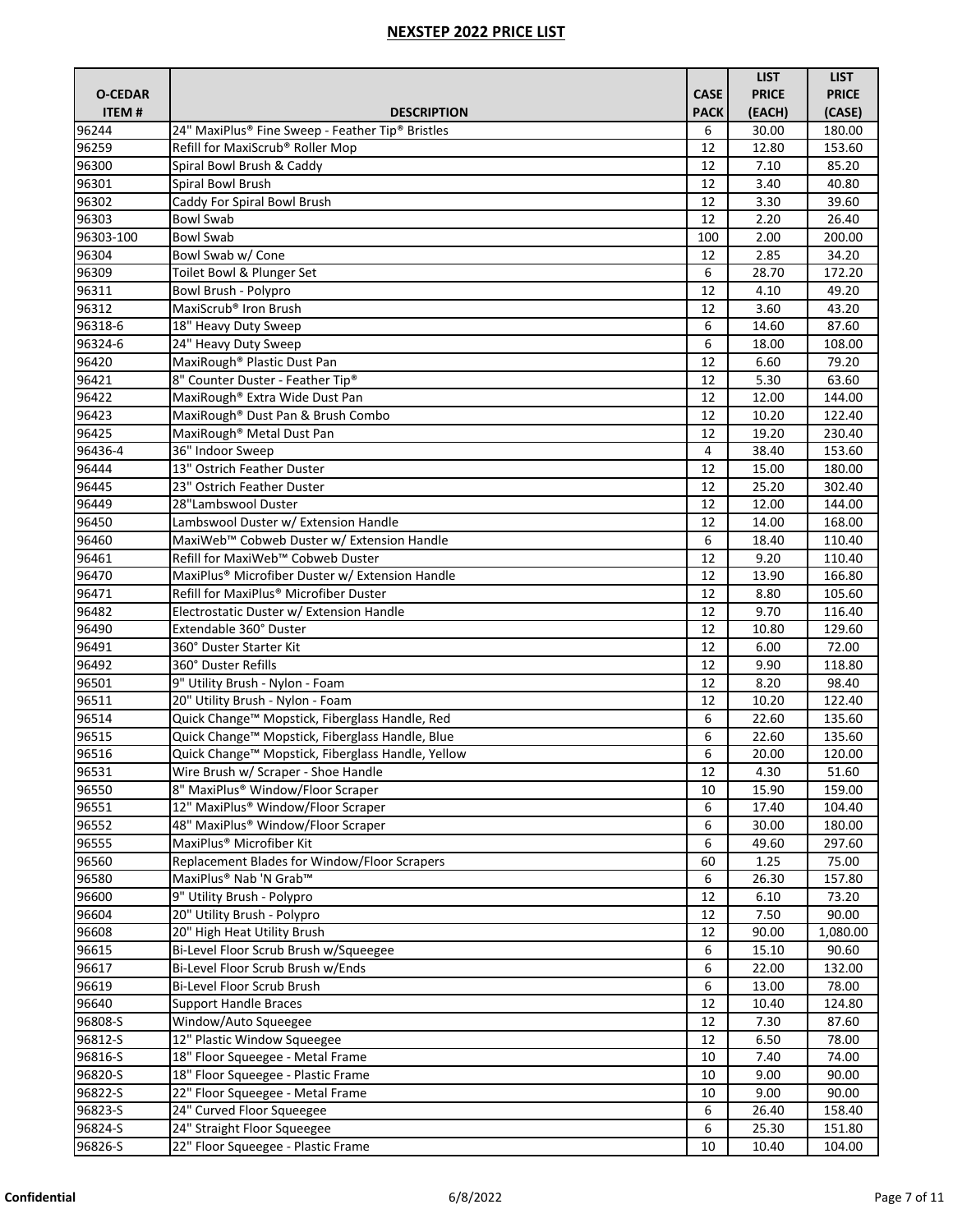# NEXSTEP 2022 PRICE LIST

| O-CEDAR ITEM # | DESCRIPTION | CASE PACK | LIST PRICE (EACH) | LIST PRICE (CASE) |
|---|---|---|---|---|
| 96244 | 24" MaxiPlus® Fine Sweep - Feather Tip® Bristles | 6 | 30.00 | 180.00 |
| 96259 | Refill for MaxiScrub® Roller Mop | 12 | 12.80 | 153.60 |
| 96300 | Spiral Bowl Brush & Caddy | 12 | 7.10 | 85.20 |
| 96301 | Spiral Bowl Brush | 12 | 3.40 | 40.80 |
| 96302 | Caddy For Spiral Bowl Brush | 12 | 3.30 | 39.60 |
| 96303 | Bowl Swab | 12 | 2.20 | 26.40 |
| 96303-100 | Bowl Swab | 100 | 2.00 | 200.00 |
| 96304 | Bowl Swab w/ Cone | 12 | 2.85 | 34.20 |
| 96309 | Toilet Bowl & Plunger Set | 6 | 28.70 | 172.20 |
| 96311 | Bowl Brush - Polypro | 12 | 4.10 | 49.20 |
| 96312 | MaxiScrub® Iron Brush | 12 | 3.60 | 43.20 |
| 96318-6 | 18" Heavy Duty Sweep | 6 | 14.60 | 87.60 |
| 96324-6 | 24" Heavy Duty Sweep | 6 | 18.00 | 108.00 |
| 96420 | MaxiRough® Plastic Dust Pan | 12 | 6.60 | 79.20 |
| 96421 | 8" Counter Duster - Feather Tip® | 12 | 5.30 | 63.60 |
| 96422 | MaxiRough® Extra Wide Dust Pan | 12 | 12.00 | 144.00 |
| 96423 | MaxiRough® Dust Pan & Brush Combo | 12 | 10.20 | 122.40 |
| 96425 | MaxiRough® Metal Dust Pan | 12 | 19.20 | 230.40 |
| 96436-4 | 36" Indoor Sweep | 4 | 38.40 | 153.60 |
| 96444 | 13" Ostrich Feather Duster | 12 | 15.00 | 180.00 |
| 96445 | 23" Ostrich Feather Duster | 12 | 25.20 | 302.40 |
| 96449 | 28"Lambswool Duster | 12 | 12.00 | 144.00 |
| 96450 | Lambswool Duster w/ Extension Handle | 12 | 14.00 | 168.00 |
| 96460 | MaxiWeb™ Cobweb Duster w/ Extension Handle | 6 | 18.40 | 110.40 |
| 96461 | Refill for MaxiWeb™ Cobweb Duster | 12 | 9.20 | 110.40 |
| 96470 | MaxiPlus® Microfiber Duster w/ Extension Handle | 12 | 13.90 | 166.80 |
| 96471 | Refill for MaxiPlus® Microfiber Duster | 12 | 8.80 | 105.60 |
| 96482 | Electrostatic Duster w/ Extension Handle | 12 | 9.70 | 116.40 |
| 96490 | Extendable 360° Duster | 12 | 10.80 | 129.60 |
| 96491 | 360° Duster Starter Kit | 12 | 6.00 | 72.00 |
| 96492 | 360° Duster Refills | 12 | 9.90 | 118.80 |
| 96501 | 9" Utility Brush - Nylon - Foam | 12 | 8.20 | 98.40 |
| 96511 | 20" Utility Brush - Nylon - Foam | 12 | 10.20 | 122.40 |
| 96514 | Quick Change™ Mopstick, Fiberglass Handle, Red | 6 | 22.60 | 135.60 |
| 96515 | Quick Change™ Mopstick, Fiberglass Handle, Blue | 6 | 22.60 | 135.60 |
| 96516 | Quick Change™ Mopstick, Fiberglass Handle, Yellow | 6 | 20.00 | 120.00 |
| 96531 | Wire Brush w/ Scraper - Shoe Handle | 12 | 4.30 | 51.60 |
| 96550 | 8" MaxiPlus® Window/Floor Scraper | 10 | 15.90 | 159.00 |
| 96551 | 12" MaxiPlus® Window/Floor Scraper | 6 | 17.40 | 104.40 |
| 96552 | 48" MaxiPlus® Window/Floor Scraper | 6 | 30.00 | 180.00 |
| 96555 | MaxiPlus® Microfiber Kit | 6 | 49.60 | 297.60 |
| 96560 | Replacement Blades for Window/Floor Scrapers | 60 | 1.25 | 75.00 |
| 96580 | MaxiPlus® Nab 'N Grab™ | 6 | 26.30 | 157.80 |
| 96600 | 9" Utility Brush - Polypro | 12 | 6.10 | 73.20 |
| 96604 | 20" Utility Brush - Polypro | 12 | 7.50 | 90.00 |
| 96608 | 20" High Heat Utility Brush | 12 | 90.00 | 1,080.00 |
| 96615 | Bi-Level Floor Scrub Brush w/Squeegee | 6 | 15.10 | 90.60 |
| 96617 | Bi-Level Floor Scrub Brush w/Ends | 6 | 22.00 | 132.00 |
| 96619 | Bi-Level Floor Scrub Brush | 6 | 13.00 | 78.00 |
| 96640 | Support Handle Braces | 12 | 10.40 | 124.80 |
| 96808-S | Window/Auto Squeegee | 12 | 7.30 | 87.60 |
| 96812-S | 12" Plastic Window Squeegee | 12 | 6.50 | 78.00 |
| 96816-S | 18" Floor Squeegee - Metal Frame | 10 | 7.40 | 74.00 |
| 96820-S | 18" Floor Squeegee - Plastic Frame | 10 | 9.00 | 90.00 |
| 96822-S | 22" Floor Squeegee - Metal Frame | 10 | 9.00 | 90.00 |
| 96823-S | 24" Curved Floor Squeegee | 6 | 26.40 | 158.40 |
| 96824-S | 24" Straight Floor Squeegee | 6 | 25.30 | 151.80 |
| 96826-S | 22" Floor Squeegee - Plastic Frame | 10 | 10.40 | 104.00 |

**Confidential** 6/8/2022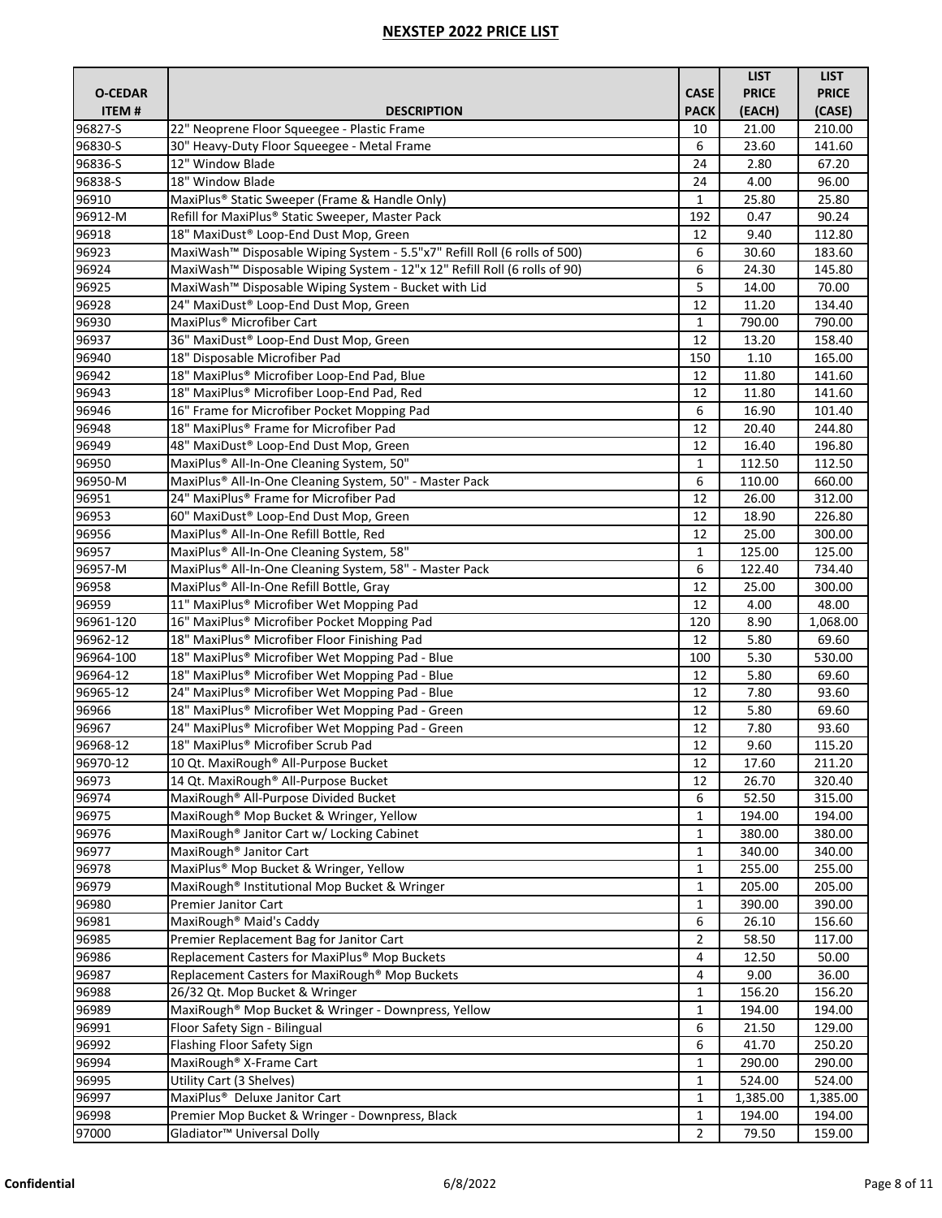# NEXSTEP 2022 PRICE LIST

| O-CEDAR ITEM # | DESCRIPTION | CASE PACK | LIST PRICE (EACH) | LIST PRICE (CASE) |
|---|---|---|---|---|
| 96827-S | 22" Neoprene Floor Squeegee - Plastic Frame | 10 | 21.00 | 210.00 |
| 96830-S | 30" Heavy-Duty Floor Squeegee - Metal Frame | 6 | 23.60 | 141.60 |
| 96836-S | 12" Window Blade | 24 | 2.80 | 67.20 |
| 96838-S | 18" Window Blade | 24 | 4.00 | 96.00 |
| 96910 | MaxiPlus® Static Sweeper (Frame & Handle Only) | 1 | 25.80 | 25.80 |
| 96912-M | Refill for MaxiPlus® Static Sweeper, Master Pack | 192 | 0.47 | 90.24 |
| 96918 | 18" MaxiDust® Loop-End Dust Mop, Green | 12 | 9.40 | 112.80 |
| 96923 | MaxiWash™ Disposable Wiping System - 5.5"x7" Refill Roll (6 rolls of 500) | 6 | 30.60 | 183.60 |
| 96924 | MaxiWash™ Disposable Wiping System - 12"x 12" Refill Roll (6 rolls of 90) | 6 | 24.30 | 145.80 |
| 96925 | MaxiWash™ Disposable Wiping System - Bucket with Lid | 5 | 14.00 | 70.00 |
| 96928 | 24" MaxiDust® Loop-End Dust Mop, Green | 12 | 11.20 | 134.40 |
| 96930 | MaxiPlus® Microfiber Cart | 1 | 790.00 | 790.00 |
| 96937 | 36" MaxiDust® Loop-End Dust Mop, Green | 12 | 13.20 | 158.40 |
| 96940 | 18" Disposable Microfiber Pad | 150 | 1.10 | 165.00 |
| 96942 | 18" MaxiPlus® Microfiber Loop-End Pad, Blue | 12 | 11.80 | 141.60 |
| 96943 | 18" MaxiPlus® Microfiber Loop-End Pad, Red | 12 | 11.80 | 141.60 |
| 96946 | 16" Frame for Microfiber Pocket Mopping Pad | 6 | 16.90 | 101.40 |
| 96948 | 18" MaxiPlus® Frame for Microfiber Pad | 12 | 20.40 | 244.80 |
| 96949 | 48" MaxiDust® Loop-End Dust Mop, Green | 12 | 16.40 | 196.80 |
| 96950 | MaxiPlus® All-In-One Cleaning System, 50" | 1 | 112.50 | 112.50 |
| 96950-M | MaxiPlus® All-In-One Cleaning System, 50" - Master Pack | 6 | 110.00 | 660.00 |
| 96951 | 24" MaxiPlus® Frame for Microfiber Pad | 12 | 26.00 | 312.00 |
| 96953 | 60" MaxiDust® Loop-End Dust Mop, Green | 12 | 18.90 | 226.80 |
| 96956 | MaxiPlus® All-In-One Refill Bottle, Red | 12 | 25.00 | 300.00 |
| 96957 | MaxiPlus® All-In-One Cleaning System, 58" | 1 | 125.00 | 125.00 |
| 96957-M | MaxiPlus® All-In-One Cleaning System, 58" - Master Pack | 6 | 122.40 | 734.40 |
| 96958 | MaxiPlus® All-In-One Refill Bottle, Gray | 12 | 25.00 | 300.00 |
| 96959 | 11" MaxiPlus® Microfiber Wet Mopping Pad | 12 | 4.00 | 48.00 |
| 96961-120 | 16" MaxiPlus® Microfiber Pocket Mopping Pad | 120 | 8.90 | 1,068.00 |
| 96962-12 | 18" MaxiPlus® Microfiber Floor Finishing Pad | 12 | 5.80 | 69.60 |
| 96964-100 | 18" MaxiPlus® Microfiber Wet Mopping Pad - Blue | 100 | 5.30 | 530.00 |
| 96964-12 | 18" MaxiPlus® Microfiber Wet Mopping Pad - Blue | 12 | 5.80 | 69.60 |
| 96965-12 | 24" MaxiPlus® Microfiber Wet Mopping Pad - Blue | 12 | 7.80 | 93.60 |
| 96966 | 18" MaxiPlus® Microfiber Wet Mopping Pad - Green | 12 | 5.80 | 69.60 |
| 96967 | 24" MaxiPlus® Microfiber Wet Mopping Pad - Green | 12 | 7.80 | 93.60 |
| 96968-12 | 18" MaxiPlus® Microfiber Scrub Pad | 12 | 9.60 | 115.20 |
| 96970-12 | 10 Qt. MaxiRough® All-Purpose Bucket | 12 | 17.60 | 211.20 |
| 96973 | 14 Qt. MaxiRough® All-Purpose Bucket | 12 | 26.70 | 320.40 |
| 96974 | MaxiRough® All-Purpose Divided Bucket | 6 | 52.50 | 315.00 |
| 96975 | MaxiRough® Mop Bucket & Wringer, Yellow | 1 | 194.00 | 194.00 |
| 96976 | MaxiRough® Janitor Cart w/ Locking Cabinet | 1 | 380.00 | 380.00 |
| 96977 | MaxiRough® Janitor Cart | 1 | 340.00 | 340.00 |
| 96978 | MaxiPlus® Mop Bucket & Wringer, Yellow | 1 | 255.00 | 255.00 |
| 96979 | MaxiRough® Institutional Mop Bucket & Wringer | 1 | 205.00 | 205.00 |
| 96980 | Premier Janitor Cart | 1 | 390.00 | 390.00 |
| 96981 | MaxiRough® Maid's Caddy | 6 | 26.10 | 156.60 |
| 96985 | Premier Replacement Bag for Janitor Cart | 2 | 58.50 | 117.00 |
| 96986 | Replacement Casters for MaxiPlus® Mop Buckets | 4 | 12.50 | 50.00 |
| 96987 | Replacement Casters for MaxiRough® Mop Buckets | 4 | 9.00 | 36.00 |
| 96988 | 26/32 Qt. Mop Bucket & Wringer | 1 | 156.20 | 156.20 |
| 96989 | MaxiRough® Mop Bucket & Wringer - Downpress, Yellow | 1 | 194.00 | 194.00 |
| 96991 | Floor Safety Sign - Bilingual | 6 | 21.50 | 129.00 |
| 96992 | Flashing Floor Safety Sign | 6 | 41.70 | 250.20 |
| 96994 | MaxiRough® X-Frame Cart | 1 | 290.00 | 290.00 |
| 96995 | Utility Cart (3 Shelves) | 1 | 524.00 | 524.00 |
| 96997 | MaxiPlus® Deluxe Janitor Cart | 1 | 1,385.00 | 1,385.00 |
| 96998 | Premier Mop Bucket & Wringer - Downpress, Black | 1 | 194.00 | 194.00 |
| 97000 | Gladiator™ Universal Dolly | 2 | 79.50 | 159.00 |

Confidential 6/8/2022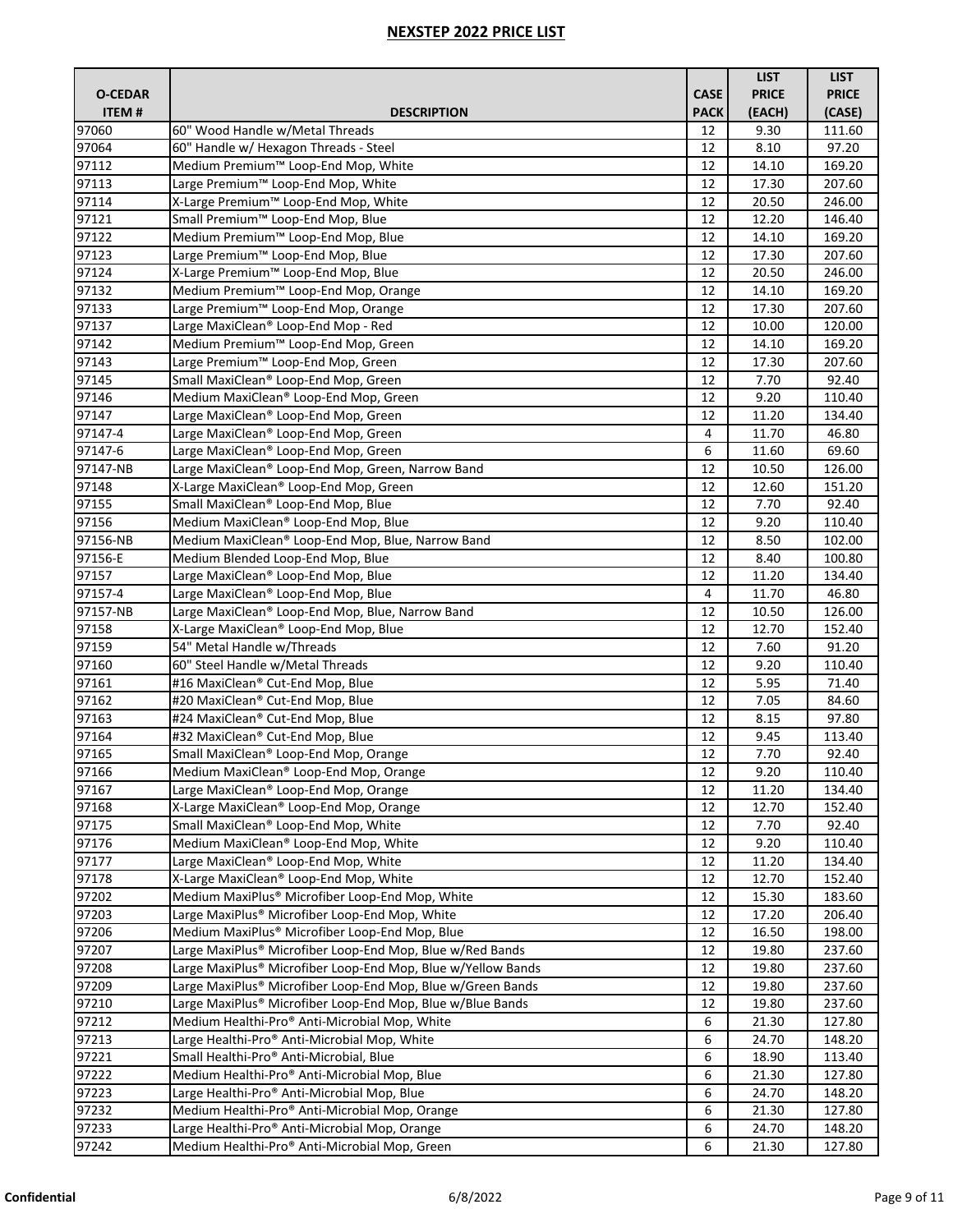## NEXSTEP 2022 PRICE LIST

| O-CEDAR ITEM # | DESCRIPTION | CASE PACK | LIST PRICE (EACH) | LIST PRICE (CASE) |
|---|---|---|---|---|
| 97060 | 60" Wood Handle w/Metal Threads | 12 | 9.30 | 111.60 |
| 97064 | 60" Handle w/ Hexagon Threads - Steel | 12 | 8.10 | 97.20 |
| 97112 | Medium Premium™ Loop-End Mop, White | 12 | 14.10 | 169.20 |
| 97113 | Large Premium™ Loop-End Mop, White | 12 | 17.30 | 207.60 |
| 97114 | X-Large Premium™ Loop-End Mop, White | 12 | 20.50 | 246.00 |
| 97121 | Small Premium™ Loop-End Mop, Blue | 12 | 12.20 | 146.40 |
| 97122 | Medium Premium™ Loop-End Mop, Blue | 12 | 14.10 | 169.20 |
| 97123 | Large Premium™ Loop-End Mop, Blue | 12 | 17.30 | 207.60 |
| 97124 | X-Large Premium™ Loop-End Mop, Blue | 12 | 20.50 | 246.00 |
| 97132 | Medium Premium™ Loop-End Mop, Orange | 12 | 14.10 | 169.20 |
| 97133 | Large Premium™ Loop-End Mop, Orange | 12 | 17.30 | 207.60 |
| 97137 | Large MaxiClean® Loop-End Mop - Red | 12 | 10.00 | 120.00 |
| 97142 | Medium Premium™ Loop-End Mop, Green | 12 | 14.10 | 169.20 |
| 97143 | Large Premium™ Loop-End Mop, Green | 12 | 17.30 | 207.60 |
| 97145 | Small MaxiClean® Loop-End Mop, Green | 12 | 7.70 | 92.40 |
| 97146 | Medium MaxiClean® Loop-End Mop, Green | 12 | 9.20 | 110.40 |
| 97147 | Large MaxiClean® Loop-End Mop, Green | 12 | 11.20 | 134.40 |
| 97147-4 | Large MaxiClean® Loop-End Mop, Green | 4 | 11.70 | 46.80 |
| 97147-6 | Large MaxiClean® Loop-End Mop, Green | 6 | 11.60 | 69.60 |
| 97147-NB | Large MaxiClean® Loop-End Mop, Green, Narrow Band | 12 | 10.50 | 126.00 |
| 97148 | X-Large MaxiClean® Loop-End Mop, Green | 12 | 12.60 | 151.20 |
| 97155 | Small MaxiClean® Loop-End Mop, Blue | 12 | 7.70 | 92.40 |
| 97156 | Medium MaxiClean® Loop-End Mop, Blue | 12 | 9.20 | 110.40 |
| 97156-NB | Medium MaxiClean® Loop-End Mop, Blue, Narrow Band | 12 | 8.50 | 102.00 |
| 97156-E | Medium Blended Loop-End Mop, Blue | 12 | 8.40 | 100.80 |
| 97157 | Large MaxiClean® Loop-End Mop, Blue | 12 | 11.20 | 134.40 |
| 97157-4 | Large MaxiClean® Loop-End Mop, Blue | 4 | 11.70 | 46.80 |
| 97157-NB | Large MaxiClean® Loop-End Mop, Blue, Narrow Band | 12 | 10.50 | 126.00 |
| 97158 | X-Large MaxiClean® Loop-End Mop, Blue | 12 | 12.70 | 152.40 |
| 97159 | 54" Metal Handle w/Threads | 12 | 7.60 | 91.20 |
| 97160 | 60" Steel Handle w/Metal Threads | 12 | 9.20 | 110.40 |
| 97161 | #16 MaxiClean® Cut-End Mop, Blue | 12 | 5.95 | 71.40 |
| 97162 | #20 MaxiClean® Cut-End Mop, Blue | 12 | 7.05 | 84.60 |
| 97163 | #24 MaxiClean® Cut-End Mop, Blue | 12 | 8.15 | 97.80 |
| 97164 | #32 MaxiClean® Cut-End Mop, Blue | 12 | 9.45 | 113.40 |
| 97165 | Small MaxiClean® Loop-End Mop, Orange | 12 | 7.70 | 92.40 |
| 97166 | Medium MaxiClean® Loop-End Mop, Orange | 12 | 9.20 | 110.40 |
| 97167 | Large MaxiClean® Loop-End Mop, Orange | 12 | 11.20 | 134.40 |
| 97168 | X-Large MaxiClean® Loop-End Mop, Orange | 12 | 12.70 | 152.40 |
| 97175 | Small MaxiClean® Loop-End Mop, White | 12 | 7.70 | 92.40 |
| 97176 | Medium MaxiClean® Loop-End Mop, White | 12 | 9.20 | 110.40 |
| 97177 | Large MaxiClean® Loop-End Mop, White | 12 | 11.20 | 134.40 |
| 97178 | X-Large MaxiClean® Loop-End Mop, White | 12 | 12.70 | 152.40 |
| 97202 | Medium MaxiPlus® Microfiber Loop-End Mop, White | 12 | 15.30 | 183.60 |
| 97203 | Large MaxiPlus® Microfiber Loop-End Mop, White | 12 | 17.20 | 206.40 |
| 97206 | Medium MaxiPlus® Microfiber Loop-End Mop, Blue | 12 | 16.50 | 198.00 |
| 97207 | Large MaxiPlus® Microfiber Loop-End Mop, Blue w/Red Bands | 12 | 19.80 | 237.60 |
| 97208 | Large MaxiPlus® Microfiber Loop-End Mop, Blue w/Yellow Bands | 12 | 19.80 | 237.60 |
| 97209 | Large MaxiPlus® Microfiber Loop-End Mop, Blue w/Green Bands | 12 | 19.80 | 237.60 |
| 97210 | Large MaxiPlus® Microfiber Loop-End Mop, Blue w/Blue Bands | 12 | 19.80 | 237.60 |
| 97212 | Medium Healthi-Pro® Anti-Microbial Mop, White | 6 | 21.30 | 127.80 |
| 97213 | Large Healthi-Pro® Anti-Microbial Mop, White | 6 | 24.70 | 148.20 |
| 97221 | Small Healthi-Pro® Anti-Microbial, Blue | 6 | 18.90 | 113.40 |
| 97222 | Medium Healthi-Pro® Anti-Microbial Mop, Blue | 6 | 21.30 | 127.80 |
| 97223 | Large Healthi-Pro® Anti-Microbial Mop, Blue | 6 | 24.70 | 148.20 |
| 97232 | Medium Healthi-Pro® Anti-Microbial Mop, Orange | 6 | 21.30 | 127.80 |
| 97233 | Large Healthi-Pro® Anti-Microbial Mop, Orange | 6 | 24.70 | 148.20 |
| 97242 | Medium Healthi-Pro® Anti-Microbial Mop, Green | 6 | 21.30 | 127.80 |

**Confidential** 6/8/2022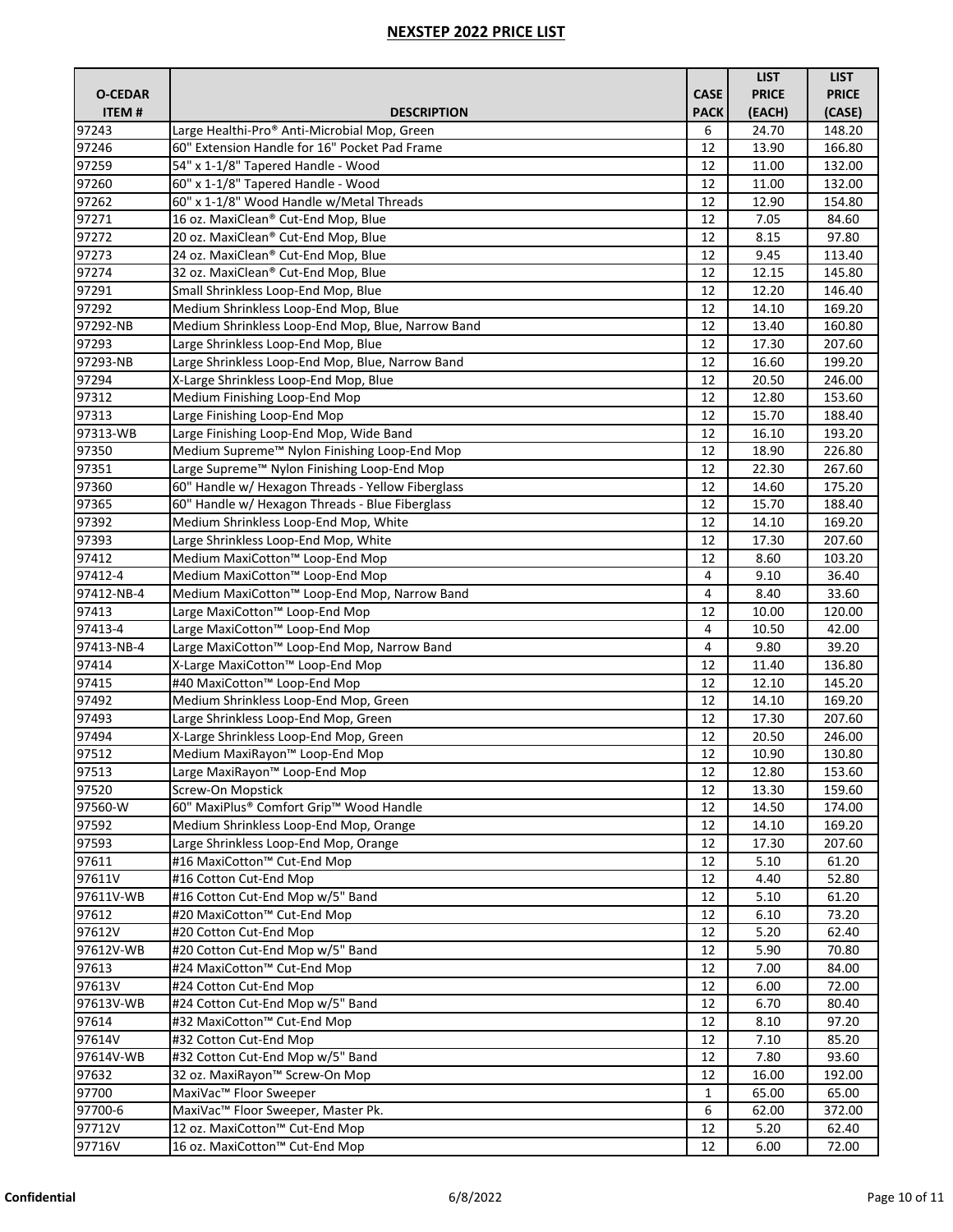# NEXSTEP 2022 PRICE LIST

| O-CEDAR ITEM # | DESCRIPTION | CASE PACK | LIST PRICE (EACH) | LIST PRICE (CASE) |
|---|---|---|---|---|
| 97243 | Large Healthi-Pro® Anti-Microbial Mop, Green | 6 | 24.70 | 148.20 |
| 97246 | 60" Extension Handle for 16" Pocket Pad Frame | 12 | 13.90 | 166.80 |
| 97259 | 54" x 1-1/8" Tapered Handle - Wood | 12 | 11.00 | 132.00 |
| 97260 | 60" x 1-1/8" Tapered Handle - Wood | 12 | 11.00 | 132.00 |
| 97262 | 60" x 1-1/8" Wood Handle w/Metal Threads | 12 | 12.90 | 154.80 |
| 97271 | 16 oz. MaxiClean® Cut-End Mop, Blue | 12 | 7.05 | 84.60 |
| 97272 | 20 oz. MaxiClean® Cut-End Mop, Blue | 12 | 8.15 | 97.80 |
| 97273 | 24 oz. MaxiClean® Cut-End Mop, Blue | 12 | 9.45 | 113.40 |
| 97274 | 32 oz. MaxiClean® Cut-End Mop, Blue | 12 | 12.15 | 145.80 |
| 97291 | Small Shrinkless Loop-End Mop, Blue | 12 | 12.20 | 146.40 |
| 97292 | Medium Shrinkless Loop-End Mop, Blue | 12 | 14.10 | 169.20 |
| 97292-NB | Medium Shrinkless Loop-End Mop, Blue, Narrow Band | 12 | 13.40 | 160.80 |
| 97293 | Large Shrinkless Loop-End Mop, Blue | 12 | 17.30 | 207.60 |
| 97293-NB | Large Shrinkless Loop-End Mop, Blue, Narrow Band | 12 | 16.60 | 199.20 |
| 97294 | X-Large Shrinkless Loop-End Mop, Blue | 12 | 20.50 | 246.00 |
| 97312 | Medium Finishing Loop-End Mop | 12 | 12.80 | 153.60 |
| 97313 | Large Finishing Loop-End Mop | 12 | 15.70 | 188.40 |
| 97313-WB | Large Finishing Loop-End Mop, Wide Band | 12 | 16.10 | 193.20 |
| 97350 | Medium Supreme™ Nylon Finishing Loop-End Mop | 12 | 18.90 | 226.80 |
| 97351 | Large Supreme™ Nylon Finishing Loop-End Mop | 12 | 22.30 | 267.60 |
| 97360 | 60" Handle w/ Hexagon Threads - Yellow Fiberglass | 12 | 14.60 | 175.20 |
| 97365 | 60" Handle w/ Hexagon Threads - Blue Fiberglass | 12 | 15.70 | 188.40 |
| 97392 | Medium Shrinkless Loop-End Mop, White | 12 | 14.10 | 169.20 |
| 97393 | Large Shrinkless Loop-End Mop, White | 12 | 17.30 | 207.60 |
| 97412 | Medium MaxiCotton™ Loop-End Mop | 12 | 8.60 | 103.20 |
| 97412-4 | Medium MaxiCotton™ Loop-End Mop | 4 | 9.10 | 36.40 |
| 97412-NB-4 | Medium MaxiCotton™ Loop-End Mop, Narrow Band | 4 | 8.40 | 33.60 |
| 97413 | Large MaxiCotton™ Loop-End Mop | 12 | 10.00 | 120.00 |
| 97413-4 | Large MaxiCotton™ Loop-End Mop | 4 | 10.50 | 42.00 |
| 97413-NB-4 | Large MaxiCotton™ Loop-End Mop, Narrow Band | 4 | 9.80 | 39.20 |
| 97414 | X-Large MaxiCotton™ Loop-End Mop | 12 | 11.40 | 136.80 |
| 97415 | #40 MaxiCotton™ Loop-End Mop | 12 | 12.10 | 145.20 |
| 97492 | Medium Shrinkless Loop-End Mop, Green | 12 | 14.10 | 169.20 |
| 97493 | Large Shrinkless Loop-End Mop, Green | 12 | 17.30 | 207.60 |
| 97494 | X-Large Shrinkless Loop-End Mop, Green | 12 | 20.50 | 246.00 |
| 97512 | Medium MaxiRayon™ Loop-End Mop | 12 | 10.90 | 130.80 |
| 97513 | Large MaxiRayon™ Loop-End Mop | 12 | 12.80 | 153.60 |
| 97520 | Screw-On Mopstick | 12 | 13.30 | 159.60 |
| 97560-W | 60" MaxiPlus® Comfort Grip™ Wood Handle | 12 | 14.50 | 174.00 |
| 97592 | Medium Shrinkless Loop-End Mop, Orange | 12 | 14.10 | 169.20 |
| 97593 | Large Shrinkless Loop-End Mop, Orange | 12 | 17.30 | 207.60 |
| 97611 | #16 MaxiCotton™ Cut-End Mop | 12 | 5.10 | 61.20 |
| 97611V | #16 Cotton Cut-End Mop | 12 | 4.40 | 52.80 |
| 97611V-WB | #16 Cotton Cut-End Mop w/5" Band | 12 | 5.10 | 61.20 |
| 97612 | #20 MaxiCotton™ Cut-End Mop | 12 | 6.10 | 73.20 |
| 97612V | #20 Cotton Cut-End Mop | 12 | 5.20 | 62.40 |
| 97612V-WB | #20 Cotton Cut-End Mop w/5" Band | 12 | 5.90 | 70.80 |
| 97613 | #24 MaxiCotton™ Cut-End Mop | 12 | 7.00 | 84.00 |
| 97613V | #24 Cotton Cut-End Mop | 12 | 6.00 | 72.00 |
| 97613V-WB | #24 Cotton Cut-End Mop w/5" Band | 12 | 6.70 | 80.40 |
| 97614 | #32 MaxiCotton™ Cut-End Mop | 12 | 8.10 | 97.20 |
| 97614V | #32 Cotton Cut-End Mop | 12 | 7.10 | 85.20 |
| 97614V-WB | #32 Cotton Cut-End Mop w/5" Band | 12 | 7.80 | 93.60 |
| 97632 | 32 oz. MaxiRayon™ Screw-On Mop | 12 | 16.00 | 192.00 |
| 97700 | MaxiVac™ Floor Sweeper | 1 | 65.00 | 65.00 |
| 97700-6 | MaxiVac™ Floor Sweeper, Master Pk. | 6 | 62.00 | 372.00 |
| 97712V | 12 oz. MaxiCotton™ Cut-End Mop | 12 | 5.20 | 62.40 |
| 97716V | 16 oz. MaxiCotton™ Cut-End Mop | 12 | 6.00 | 72.00 |

**Confidential** 6/8/2022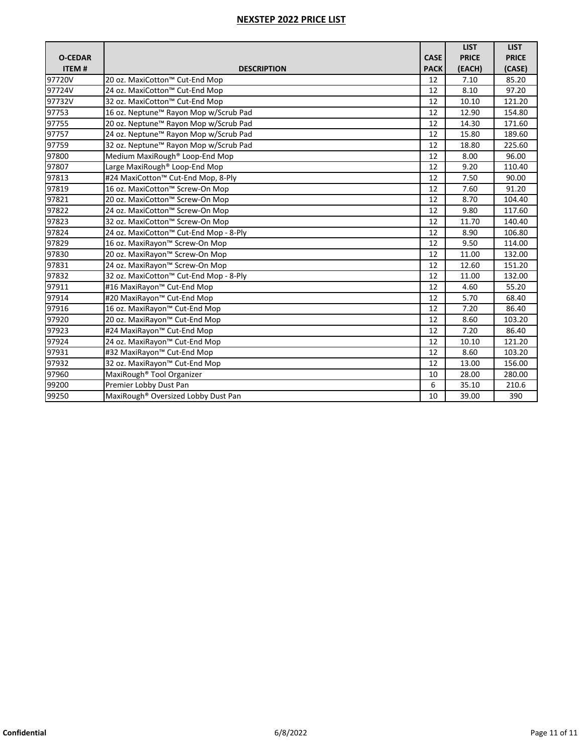## NEXSTEP 2022 PRICE LIST

| O-CEDAR ITEM # | DESCRIPTION | CASE PACK | LIST PRICE (EACH) | LIST PRICE (CASE) |
|---|---|---|---|---|
| 97720V | 20 oz. MaxiCotton™ Cut-End Mop | 12 | 7.10 | 85.20 |
| 97724V | 24 oz. MaxiCotton™ Cut-End Mop | 12 | 8.10 | 97.20 |
| 97732V | 32 oz. MaxiCotton™ Cut-End Mop | 12 | 10.10 | 121.20 |
| 97753 | 16 oz. Neptune™ Rayon Mop w/Scrub Pad | 12 | 12.90 | 154.80 |
| 97755 | 20 oz. Neptune™ Rayon Mop w/Scrub Pad | 12 | 14.30 | 171.60 |
| 97757 | 24 oz. Neptune™ Rayon Mop w/Scrub Pad | 12 | 15.80 | 189.60 |
| 97759 | 32 oz. Neptune™ Rayon Mop w/Scrub Pad | 12 | 18.80 | 225.60 |
| 97800 | Medium MaxiRough® Loop-End Mop | 12 | 8.00 | 96.00 |
| 97807 | Large MaxiRough® Loop-End Mop | 12 | 9.20 | 110.40 |
| 97813 | #24 MaxiCotton™ Cut-End Mop, 8-Ply | 12 | 7.50 | 90.00 |
| 97819 | 16 oz. MaxiCotton™ Screw-On Mop | 12 | 7.60 | 91.20 |
| 97821 | 20 oz. MaxiCotton™ Screw-On Mop | 12 | 8.70 | 104.40 |
| 97822 | 24 oz. MaxiCotton™ Screw-On Mop | 12 | 9.80 | 117.60 |
| 97823 | 32 oz. MaxiCotton™ Screw-On Mop | 12 | 11.70 | 140.40 |
| 97824 | 24 oz. MaxiCotton™ Cut-End Mop - 8-Ply | 12 | 8.90 | 106.80 |
| 97829 | 16 oz. MaxiRayon™ Screw-On Mop | 12 | 9.50 | 114.00 |
| 97830 | 20 oz. MaxiRayon™ Screw-On Mop | 12 | 11.00 | 132.00 |
| 97831 | 24 oz. MaxiRayon™ Screw-On Mop | 12 | 12.60 | 151.20 |
| 97832 | 32 oz. MaxiCotton™ Cut-End Mop - 8-Ply | 12 | 11.00 | 132.00 |
| 97911 | #16 MaxiRayon™ Cut-End Mop | 12 | 4.60 | 55.20 |
| 97914 | #20 MaxiRayon™ Cut-End Mop | 12 | 5.70 | 68.40 |
| 97916 | 16 oz. MaxiRayon™ Cut-End Mop | 12 | 7.20 | 86.40 |
| 97920 | 20 oz. MaxiRayon™ Cut-End Mop | 12 | 8.60 | 103.20 |
| 97923 | #24 MaxiRayon™ Cut-End Mop | 12 | 7.20 | 86.40 |
| 97924 | 24 oz. MaxiRayon™ Cut-End Mop | 12 | 10.10 | 121.20 |
| 97931 | #32 MaxiRayon™ Cut-End Mop | 12 | 8.60 | 103.20 |
| 97932 | 32 oz. MaxiRayon™ Cut-End Mop | 12 | 13.00 | 156.00 |
| 97960 | MaxiRough® Tool Organizer | 10 | 28.00 | 280.00 |
| 99200 | Premier Lobby Dust Pan | 6 | 35.10 | 210.6 |
| 99250 | MaxiRough® Oversized Lobby Dust Pan | 10 | 39.00 | 390 |

Confidential 6/8/2022